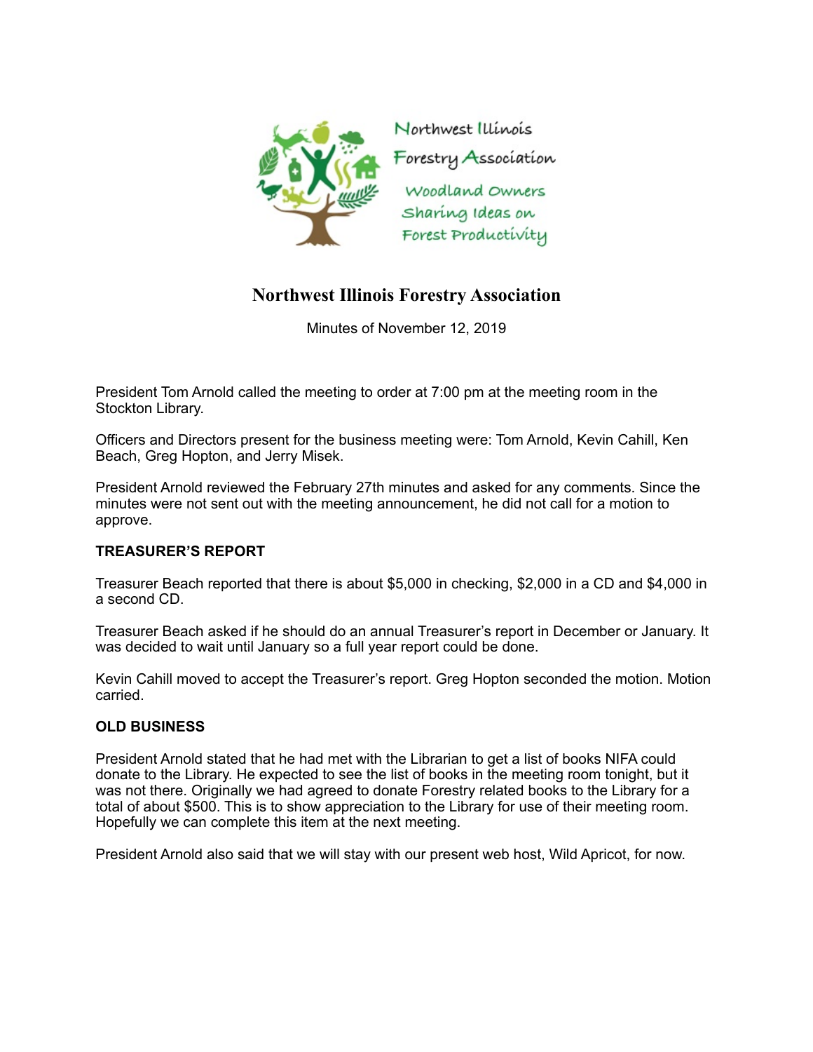Northwest Illinois Forestry Association

Woodland Owners Sharing Ideas on Forest Productivity

# Northwest Illinois Forestry Association

Minutes of November 12, 2019

President Tom Arnold called the meeting to order at 7:00 pm at the meeting room in the Stockton Library.

Officers and Directors present for the business meeting were: Tom Arnold, Kevin Cahill, Ken Beach, Greg Hopton, and Jerry Misek.

President Arnold reviewed the February 27th minutes and asked for any comments. Since the minutes were not sent out with the meeting announcement, he did not call for a motion to approve.

**TREASURER'S REPORT**

Treasurer Beach reported that there is about $5,000 in checking, $2,000 in a CD and $4,000 in a second CD.

Treasurer Beach asked if he should do an annual Treasurer's report in December or January. It was decided to wait until January so a full year report could be done.

Kevin Cahill moved to accept the Treasurer's report. Greg Hopton seconded the motion. Motion carried.

**OLD BUSINESS**

President Arnold stated that he had met with the Librarian to get a list of books NIFA could donate to the Library. He expected to see the list of books in the meeting room tonight, but it was not there. Originally we had agreed to donate Forestry related books to the Library for a total of about $500. This is to show appreciation to the Library for use of their meeting room. Hopefully we can complete this item at the next meeting.

President Arnold also said that we will stay with our present web host, Wild Apricot, for now.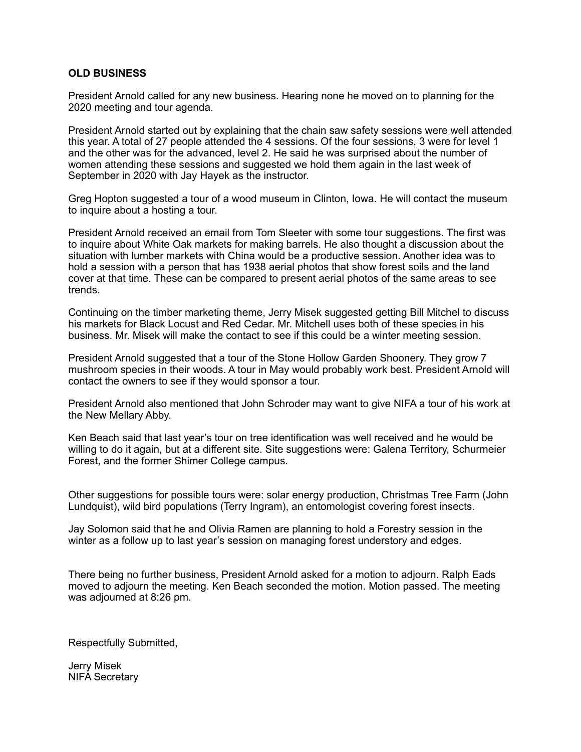**OLD BUSINESS**

President Arnold called for any new business. Hearing none he moved on to planning for the 2020 meeting and tour agenda.

President Arnold started out by explaining that the chain saw safety sessions were well attended this year. A total of 27 people attended the 4 sessions. Of the four sessions, 3 were for level 1 and the other was for the advanced, level 2. He said he was surprised about the number of women attending these sessions and suggested we hold them again in the last week of September in 2020 with Jay Hayek as the instructor.

Greg Hopton suggested a tour of a wood museum in Clinton, Iowa. He will contact the museum to inquire about a hosting a tour.

President Arnold received an email from Tom Sleeter with some tour suggestions. The first was to inquire about White Oak markets for making barrels. He also thought a discussion about the situation with lumber markets with China would be a productive session. Another idea was to hold a session with a person that has 1938 aerial photos that show forest soils and the land cover at that time. These can be compared to present aerial photos of the same areas to see trends.

Continuing on the timber marketing theme, Jerry Misek suggested getting Bill Mitchel to discuss his markets for Black Locust and Red Cedar. Mr. Mitchell uses both of these species in his business. Mr. Misek will make the contact to see if this could be a winter meeting session.

President Arnold suggested that a tour of the Stone Hollow Garden Shoonery. They grow 7 mushroom species in their woods. A tour in May would probably work best. President Arnold will contact the owners to see if they would sponsor a tour.

President Arnold also mentioned that John Schroder may want to give NIFA a tour of his work at the New Mellary Abby.

Ken Beach said that last year's tour on tree identification was well received and he would be willing to do it again, but at a different site. Site suggestions were: Galena Territory, Schurmeier Forest, and the former Shimer College campus.

Other suggestions for possible tours were: solar energy production, Christmas Tree Farm (John Lundquist), wild bird populations (Terry Ingram), an entomologist covering forest insects.

Jay Solomon said that he and Olivia Ramen are planning to hold a Forestry session in the winter as a follow up to last year's session on managing forest understory and edges.

There being no further business, President Arnold asked for a motion to adjourn. Ralph Eads moved to adjourn the meeting. Ken Beach seconded the motion. Motion passed. The meeting was adjourned at 8:26 pm.

Respectfully Submitted,

Jerry Misek
NIFA Secretary